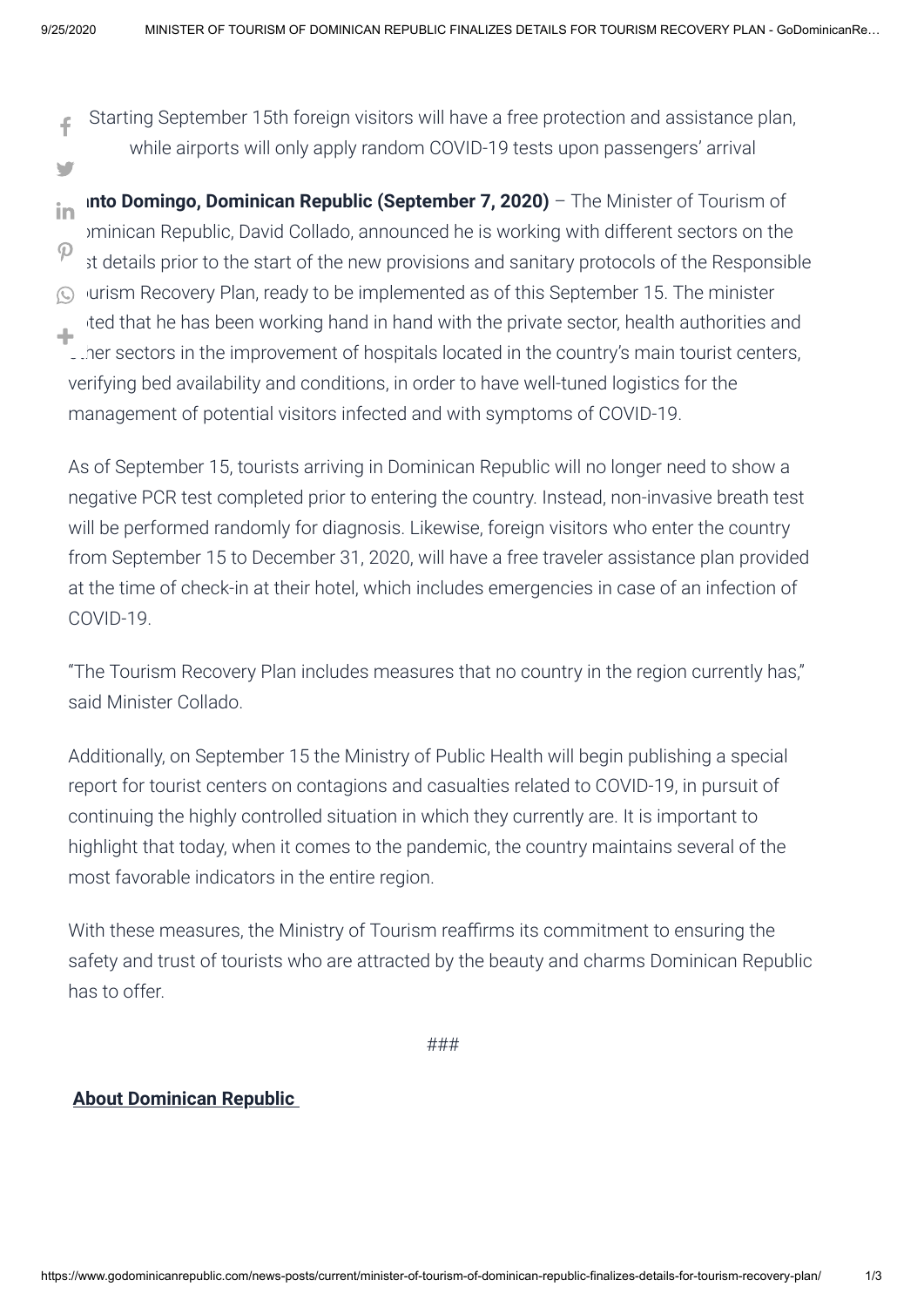Starting September 15th foreign visitors will have a free protection and assistance plan, while airports will only apply random COVID-19 tests upon passengers' arrival

**Santo Domingo, Dominican Republic (September 7, 2020)** – The Minister of Tourism of Dominican Republic, David Collado, announced he is working with different sectors on the last details prior to the start of the new provisions and sanitary protocols of the Responsible Tourism Recovery Plan, ready to be implemented as of this September 15. The minister noted that he has been working hand in hand with the private sector, health authorities and other sectors in the improvement of hospitals located in the country's main tourist centers, verifying bed availability and conditions, in order to have well-tuned logistics for the management of potential visitors infected and with symptoms of COVID-19.

As of September 15, tourists arriving in Dominican Republic will no longer need to show a negative PCR test completed prior to entering the country. Instead, non-invasive breath test will be performed randomly for diagnosis. Likewise, foreign visitors who enter the country from September 15 to December 31, 2020, will have a free traveler assistance plan provided at the time of check-in at their hotel, which includes emergencies in case of an infection of COVID-19.

"The Tourism Recovery Plan includes measures that no country in the region currently has," said Minister Collado.

Additionally, on September 15 the Ministry of Public Health will begin publishing a special report for tourist centers on contagions and casualties related to COVID-19, in pursuit of continuing the highly controlled situation in which they currently are. It is important to highlight that today, when it comes to the pandemic, the country maintains several of the most favorable indicators in the entire region.

With these measures, the Ministry of Tourism reaffirms its commitment to ensuring the safety and trust of tourists who are attracted by the beauty and charms Dominican Republic has to offer.

###

**About Dominican Republic**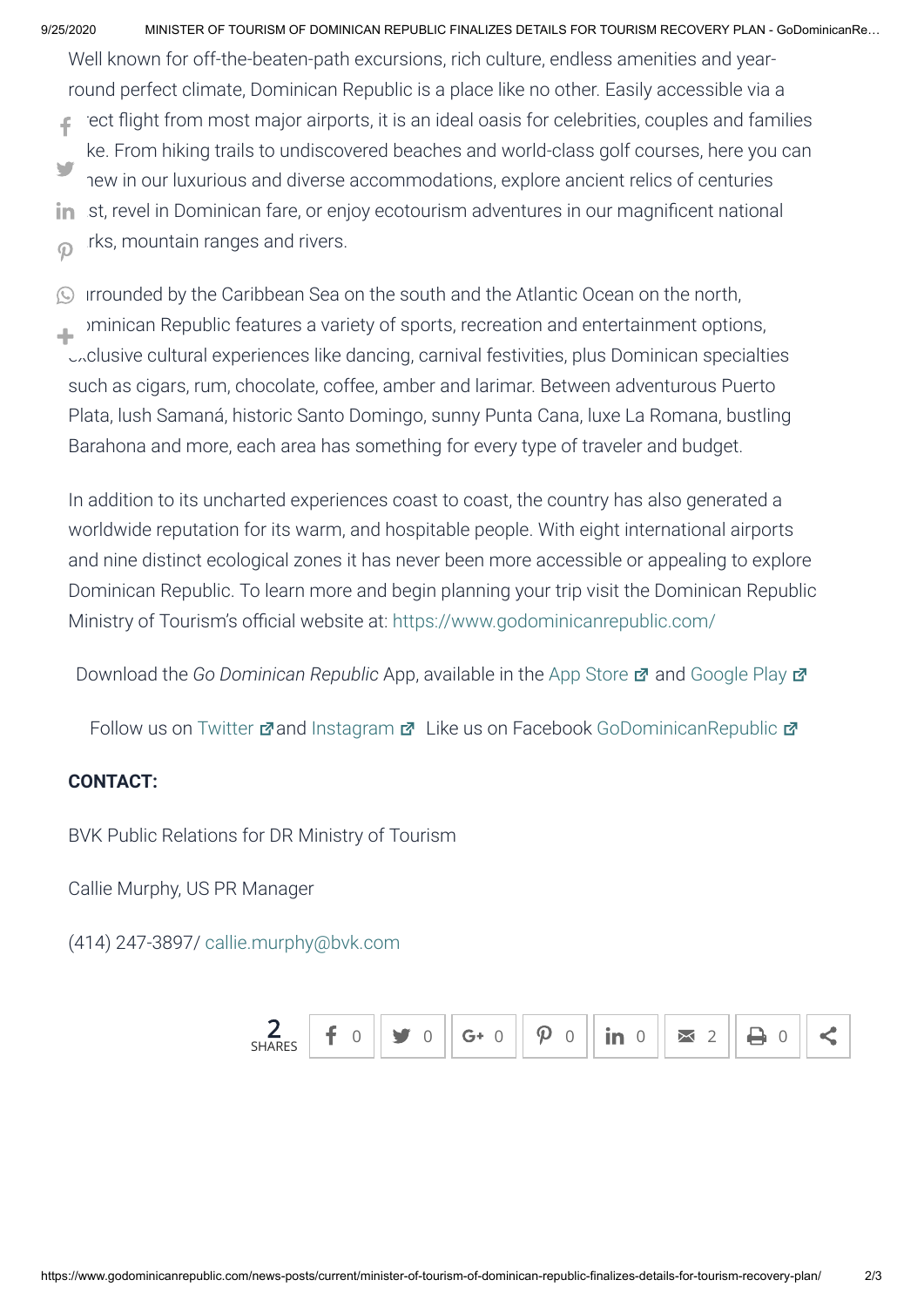Well known for off-the-beaten-path excursions, rich culture, endless amenities and year-round perfect climate, Dominican Republic is a place like no other. Easily accessible via a direct flight from most major airports, it is an ideal oasis for celebrities, couples and families alike. From hiking trails to undiscovered beaches and world-class golf courses, here you can renew in our luxurious and diverse accommodations, explore ancient relics of centuries past, revel in Dominican fare, or enjoy ecotourism adventures in our magnificent national parks, mountain ranges and rivers.

Surrounded by the Caribbean Sea on the south and the Atlantic Ocean on the north, Dominican Republic features a variety of sports, recreation and entertainment options, exclusive cultural experiences like dancing, carnival festivities, plus Dominican specialties such as cigars, rum, chocolate, coffee, amber and larimar. Between adventurous Puerto Plata, lush Samaná, historic Santo Domingo, sunny Punta Cana, luxe La Romana, bustling Barahona and more, each area has something for every type of traveler and budget.

In addition to its uncharted experiences coast to coast, the country has also generated a worldwide reputation for its warm, and hospitable people. With eight international airports and nine distinct ecological zones it has never been more accessible or appealing to explore Dominican Republic. To learn more and begin planning your trip visit the Dominican Republic Ministry of Tourism's official website at: https://www.godominicanrepublic.com/

Download the *Go Dominican Republic* App, available in the App Store and Google Play

Follow us on Twitter and Instagram  Like us on Facebook GoDominicanRepublic

**CONTACT:**

BVK Public Relations for DR Ministry of Tourism

Callie Murphy, US PR Manager

(414) 247-3897/ callie.murphy@bvk.com